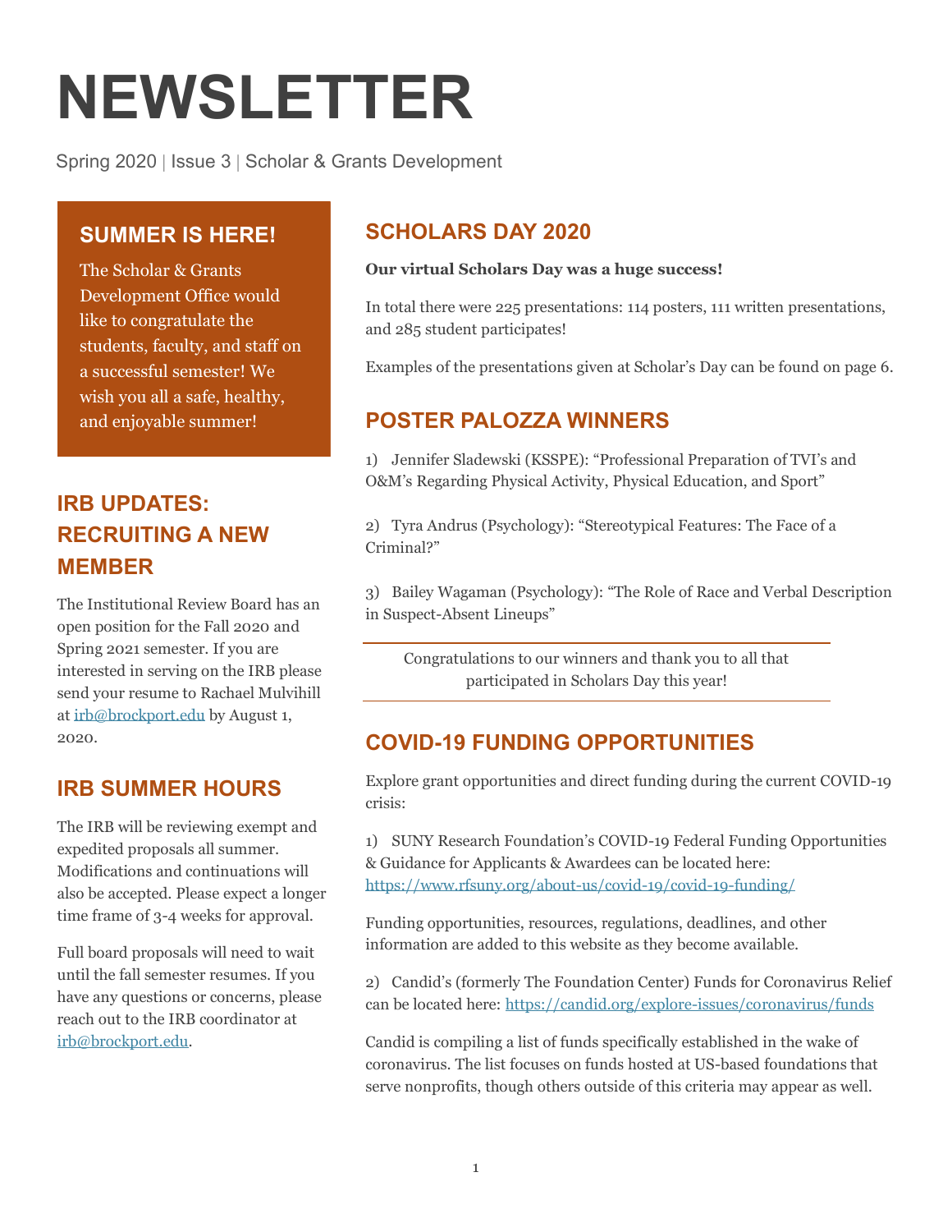# NEWSLETTER

Spring 2020 | Issue 3 | Scholar & Grants Development

## SUMMER IS HERE!

The Scholar & Grants Development Office would like to congratulate the students, faculty, and staff on a successful semester! We wish you all a safe, healthy, and enjoyable summer!

## IRB UPDATES: RECRUITING A NEW MEMBER

The Institutional Review Board has an open position for the Fall 2020 and Spring 2021 semester. If you are interested in serving on the IRB please send your resume to Rachael Mulvihill at [irb@brockport.edu](mailto:irb@brockport.edu) by August 1, 2020.

## IRB SUMMER HOURS

The IRB will be reviewing exempt and expedited proposals all summer. Modifications and continuations will also be accepted. Please expect a longer time frame of 3-4 weeks for approval.

Full board proposals will need to wait until the fall semester resumes. If you have any questions or concerns, please reach out to the IRB coordinator at [irb@brockport.edu](mailto:irb@brockport.edu).

## SCHOLARS DAY 2020

**Our virtual Scholars Day was a huge success!**

In total there were 225 presentations: 114 posters, 111 written presentations, and 285 student participates!

Examples of the presentations given at Scholar's Day can be found on page 6.

## POSTER PALOZZA WINNERS

1) Jennifer Sladewski (KSSPE): "Professional Preparation of TVI's and O&M's Regarding Physical Activity, Physical Education, and Sport"

2) Tyra Andrus (Psychology): "Stereotypical Features: The Face of a Criminal?"

3) Bailey Wagaman (Psychology): "The Role of Race and Verbal Description in Suspect-Absent Lineups"

Congratulations to our winners and thank you to all that participated in Scholars Day this year!

## COVID-19 FUNDING OPPORTUNITIES

Explore grant opportunities and direct funding during the current COVID-19 crisis:

1) SUNY Research Foundation's COVID-19 Federal Funding Opportunities & Guidance for Applicants & Awardees can be located here: https://www.rfsuny.org/about-us/covid-19/covid-19-funding/

Funding opportunities, resources, regulations, deadlines, and other information are added to this website as they become available.

2) Candid's (formerly The Foundation Center) Funds for Coronavirus Relief can be located here: https://candid.org/explore-issues/coronavirus/funds

Candid is compiling a list of funds specifically established in the wake of coronavirus. The list focuses on funds hosted at US-based foundations that serve nonprofits, though others outside of this criteria may appear as well.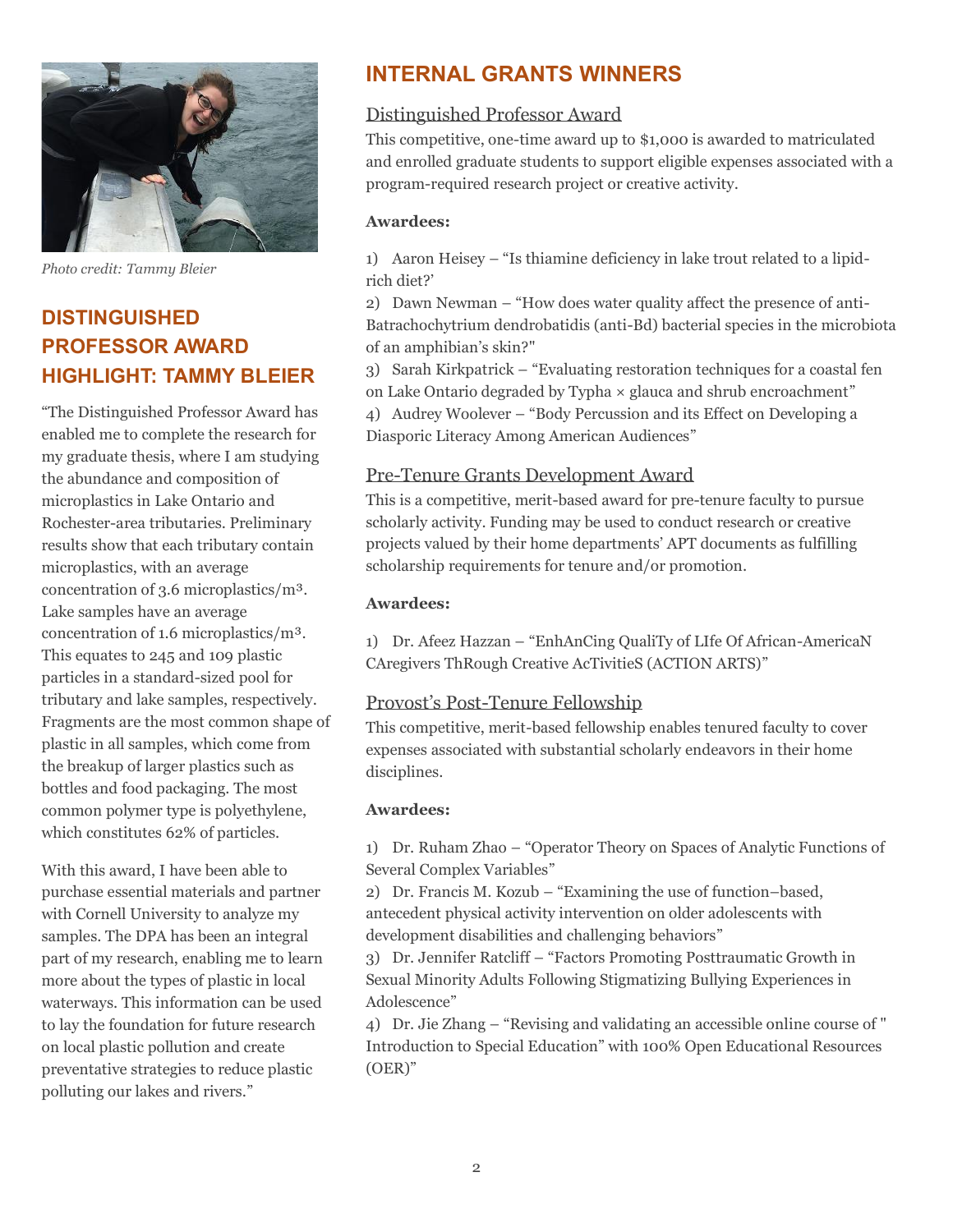*Photo credit: Tammy Bleier*

## DISTINGUISHED PROFESSOR AWARD HIGHLIGHT: TAMMY BLEIER

"The Distinguished Professor Award has enabled me to complete the research for my graduate thesis, where I am studying the abundance and composition of microplastics in Lake Ontario and Rochester-area tributaries. Preliminary results show that each tributary contain microplastics, with an average concentration of 3.6 microplastics/m³. Lake samples have an average concentration of 1.6 microplastics/m³. This equates to 245 and 109 plastic particles in a standard-sized pool for tributary and lake samples, respectively. Fragments are the most common shape of plastic in all samples, which come from the breakup of larger plastics such as bottles and food packaging. The most common polymer type is polyethylene, which constitutes 62% of particles.

With this award, I have been able to purchase essential materials and partner with Cornell University to analyze my samples. The DPA has been an integral part of my research, enabling me to learn more about the types of plastic in local waterways. This information can be used to lay the foundation for future research on local plastic pollution and create preventative strategies to reduce plastic polluting our lakes and rivers."

## INTERNAL GRANTS WINNERS

### Distinguished Professor Award

This competitive, one-time award up to $1,000 is awarded to matriculated and enrolled graduate students to support eligible expenses associated with a program-required research project or creative activity.

**Awardees:**

1) Aaron Heisey – "Is thiamine deficiency in lake trout related to a lipid-rich diet?'
2) Dawn Newman – "How does water quality affect the presence of anti-Batrachochytrium dendrobatidis (anti-Bd) bacterial species in the microbiota of an amphibian's skin?"
3) Sarah Kirkpatrick – "Evaluating restoration techniques for a coastal fen on Lake Ontario degraded by Typha × glauca and shrub encroachment"
4) Audrey Woolever – "Body Percussion and its Effect on Developing a Diasporic Literacy Among American Audiences"

### Pre-Tenure Grants Development Award

This is a competitive, merit-based award for pre-tenure faculty to pursue scholarly activity. Funding may be used to conduct research or creative projects valued by their home departments' APT documents as fulfilling scholarship requirements for tenure and/or promotion.

**Awardees:**

1) Dr. Afeez Hazzan – "EnhAnCing QualiTy of LIfe Of African-AmericaN CAregivers ThRough Creative AcTivitieS (ACTION ARTS)"

### Provost's Post-Tenure Fellowship

This competitive, merit-based fellowship enables tenured faculty to cover expenses associated with substantial scholarly endeavors in their home disciplines.

**Awardees:**

1) Dr. Ruham Zhao – "Operator Theory on Spaces of Analytic Functions of Several Complex Variables"
2) Dr. Francis M. Kozub – "Examining the use of function–based, antecedent physical activity intervention on older adolescents with development disabilities and challenging behaviors"
3) Dr. Jennifer Ratcliff – "Factors Promoting Posttraumatic Growth in Sexual Minority Adults Following Stigmatizing Bullying Experiences in Adolescence"
4) Dr. Jie Zhang – "Revising and validating an accessible online course of " Introduction to Special Education" with 100% Open Educational Resources (OER)"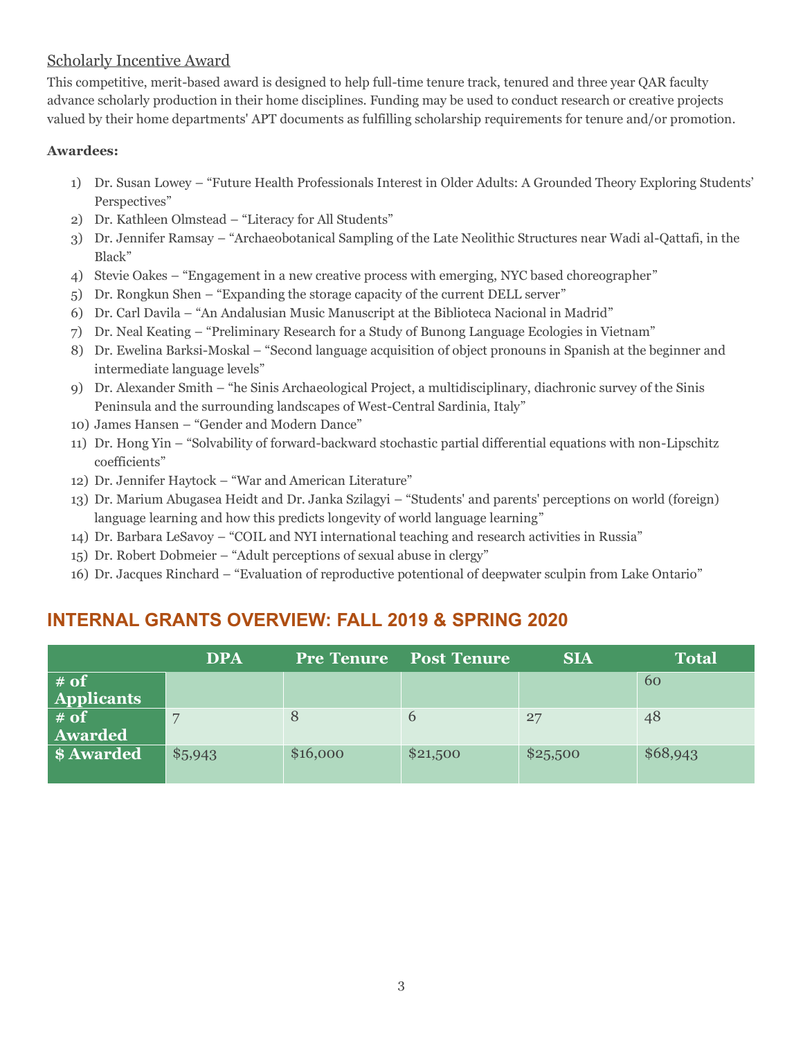Scholarly Incentive Award

This competitive, merit-based award is designed to help full-time tenure track, tenured and three year QAR faculty advance scholarly production in their home disciplines. Funding may be used to conduct research or creative projects valued by their home departments' APT documents as fulfilling scholarship requirements for tenure and/or promotion.

**Awardees:**

1) Dr. Susan Lowey – "Future Health Professionals Interest in Older Adults: A Grounded Theory Exploring Students' Perspectives"
2) Dr. Kathleen Olmstead – "Literacy for All Students"
3) Dr. Jennifer Ramsay – "Archaeobotanical Sampling of the Late Neolithic Structures near Wadi al-Qattafi, in the Black"
4) Stevie Oakes – "Engagement in a new creative process with emerging, NYC based choreographer"
5) Dr. Rongkun Shen – "Expanding the storage capacity of the current DELL server"
6) Dr. Carl Davila – "An Andalusian Music Manuscript at the Biblioteca Nacional in Madrid"
7) Dr. Neal Keating – "Preliminary Research for a Study of Bunong Language Ecologies in Vietnam"
8) Dr. Ewelina Barksi-Moskal – "Second language acquisition of object pronouns in Spanish at the beginner and intermediate language levels"
9) Dr. Alexander Smith – "he Sinis Archaeological Project, a multidisciplinary, diachronic survey of the Sinis Peninsula and the surrounding landscapes of West-Central Sardinia, Italy"
10) James Hansen – "Gender and Modern Dance"
11) Dr. Hong Yin – "Solvability of forward-backward stochastic partial differential equations with non-Lipschitz coefficients"
12) Dr. Jennifer Haytock – "War and American Literature"
13) Dr. Marium Abugasea Heidt and Dr. Janka Szilagyi – "Students' and parents' perceptions on world (foreign) language learning and how this predicts longevity of world language learning"
14) Dr. Barbara LeSavoy – "COIL and NYI international teaching and research activities in Russia"
15) Dr. Robert Dobmeier – "Adult perceptions of sexual abuse in clergy"
16) Dr. Jacques Rinchard – "Evaluation of reproductive potentional of deepwater sculpin from Lake Ontario"

## INTERNAL GRANTS OVERVIEW: FALL 2019 & SPRING 2020

| | DPA | Pre Tenure | Post Tenure | SIA | Total |
|---|---|---|---|---|---|
| **# of Applicants** | | | | | 60 |
| **# of Awarded** | 7 | 8 | 6 | 27 | 48 |
| **$ Awarded** | $5,943 | $16,000 | $21,500 | $25,500 | $68,943 |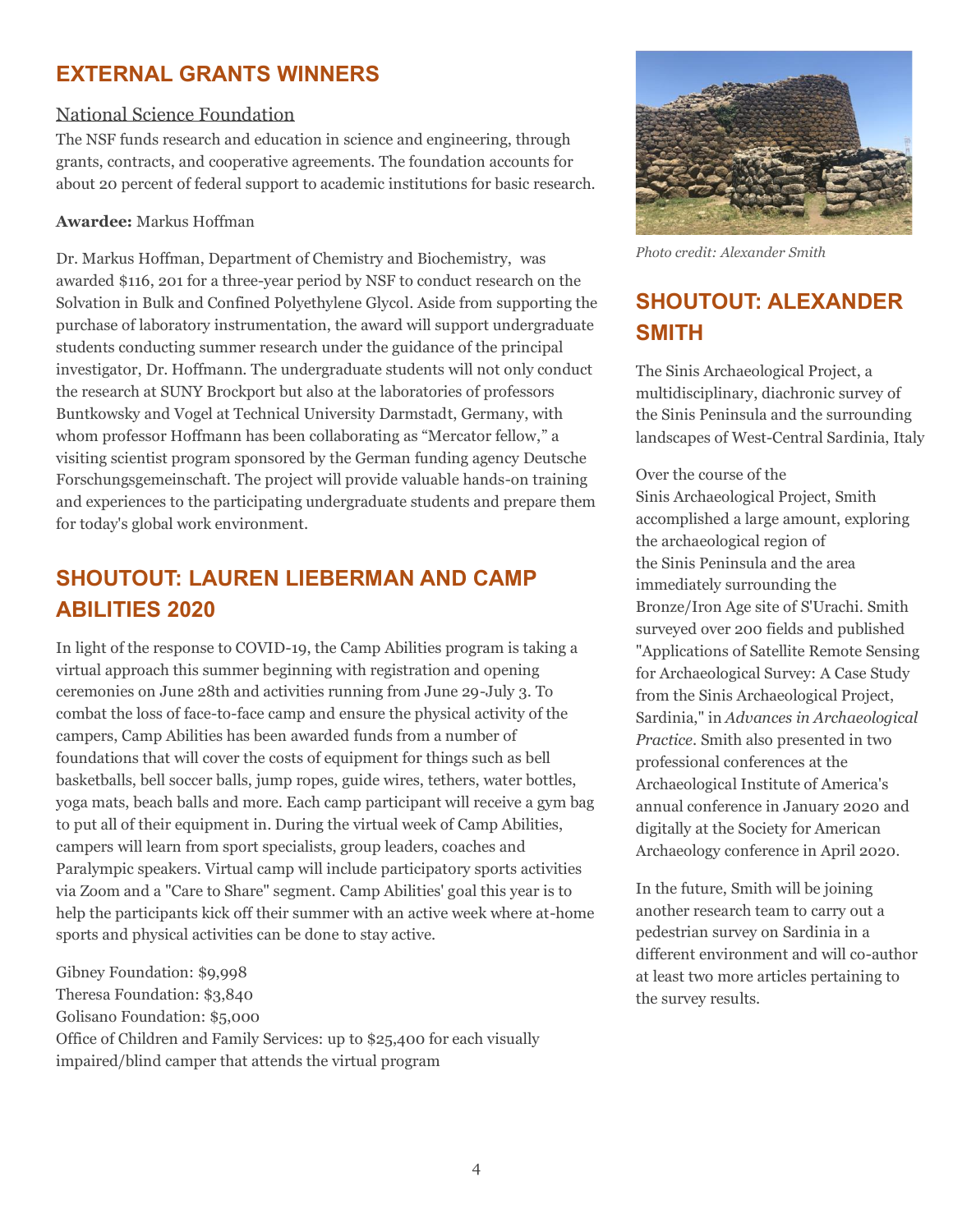## EXTERNAL GRANTS WINNERS

National Science Foundation

The NSF funds research and education in science and engineering, through grants, contracts, and cooperative agreements. The foundation accounts for about 20 percent of federal support to academic institutions for basic research.

**Awardee:** Markus Hoffman

Dr. Markus Hoffman, Department of Chemistry and Biochemistry, was awarded $116, 201 for a three-year period by NSF to conduct research on the Solvation in Bulk and Confined Polyethylene Glycol. Aside from supporting the purchase of laboratory instrumentation, the award will support undergraduate students conducting summer research under the guidance of the principal investigator, Dr. Hoffmann. The undergraduate students will not only conduct the research at SUNY Brockport but also at the laboratories of professors Buntkowsky and Vogel at Technical University Darmstadt, Germany, with whom professor Hoffmann has been collaborating as "Mercator fellow," a visiting scientist program sponsored by the German funding agency Deutsche Forschungsgemeinschaft. The project will provide valuable hands-on training and experiences to the participating undergraduate students and prepare them for today's global work environment.

## SHOUTOUT: LAUREN LIEBERMAN AND CAMP ABILITIES 2020

In light of the response to COVID-19, the Camp Abilities program is taking a virtual approach this summer beginning with registration and opening ceremonies on June 28th and activities running from June 29-July 3. To combat the loss of face-to-face camp and ensure the physical activity of the campers, Camp Abilities has been awarded funds from a number of foundations that will cover the costs of equipment for things such as bell basketballs, bell soccer balls, jump ropes, guide wires, tethers, water bottles, yoga mats, beach balls and more. Each camp participant will receive a gym bag to put all of their equipment in. During the virtual week of Camp Abilities, campers will learn from sport specialists, group leaders, coaches and Paralympic speakers. Virtual camp will include participatory sports activities via Zoom and a "Care to Share" segment. Camp Abilities' goal this year is to help the participants kick off their summer with an active week where at-home sports and physical activities can be done to stay active.

Gibney Foundation: $9,998
Theresa Foundation: $3,840
Golisano Foundation: $5,000
Office of Children and Family Services: up to $25,400 for each visually impaired/blind camper that attends the virtual program

*Photo credit: Alexander Smith*

## SHOUTOUT: ALEXANDER SMITH

The Sinis Archaeological Project, a multidisciplinary, diachronic survey of the Sinis Peninsula and the surrounding landscapes of West-Central Sardinia, Italy

Over the course of the Sinis Archaeological Project, Smith accomplished a large amount, exploring the archaeological region of the Sinis Peninsula and the area immediately surrounding the Bronze/Iron Age site of S'Urachi. Smith surveyed over 200 fields and published "Applications of Satellite Remote Sensing for Archaeological Survey: A Case Study from the Sinis Archaeological Project, Sardinia," in *Advances in Archaeological Practice*. Smith also presented in two professional conferences at the Archaeological Institute of America's annual conference in January 2020 and digitally at the Society for American Archaeology conference in April 2020.

In the future, Smith will be joining another research team to carry out a pedestrian survey on Sardinia in a different environment and will co-author at least two more articles pertaining to the survey results.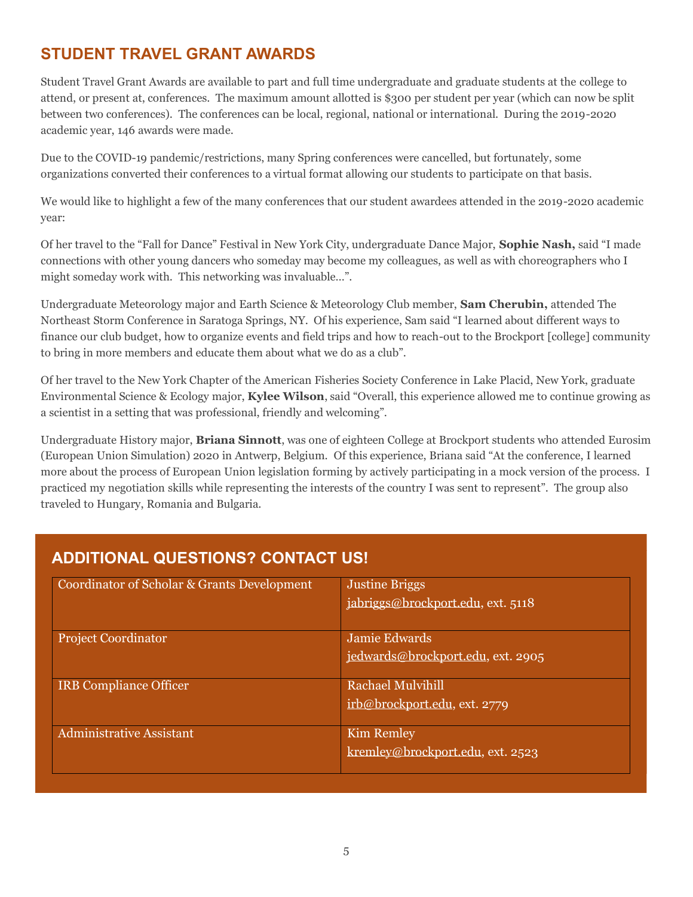## STUDENT TRAVEL GRANT AWARDS

Student Travel Grant Awards are available to part and full time undergraduate and graduate students at the college to attend, or present at, conferences. The maximum amount allotted is $300 per student per year (which can now be split between two conferences). The conferences can be local, regional, national or international. During the 2019-2020 academic year, 146 awards were made.

Due to the COVID-19 pandemic/restrictions, many Spring conferences were cancelled, but fortunately, some organizations converted their conferences to a virtual format allowing our students to participate on that basis.

We would like to highlight a few of the many conferences that our student awardees attended in the 2019-2020 academic year:

Of her travel to the "Fall for Dance" Festival in New York City, undergraduate Dance Major, **Sophie Nash,** said "I made connections with other young dancers who someday may become my colleagues, as well as with choreographers who I might someday work with. This networking was invaluable…".

Undergraduate Meteorology major and Earth Science & Meteorology Club member, **Sam Cherubin,** attended The Northeast Storm Conference in Saratoga Springs, NY. Of his experience, Sam said "I learned about different ways to finance our club budget, how to organize events and field trips and how to reach-out to the Brockport [college] community to bring in more members and educate them about what we do as a club".

Of her travel to the New York Chapter of the American Fisheries Society Conference in Lake Placid, New York, graduate Environmental Science & Ecology major, **Kylee Wilson**, said "Overall, this experience allowed me to continue growing as a scientist in a setting that was professional, friendly and welcoming".

Undergraduate History major, **Briana Sinnott**, was one of eighteen College at Brockport students who attended Eurosim (European Union Simulation) 2020 in Antwerp, Belgium. Of this experience, Briana said "At the conference, I learned more about the process of European Union legislation forming by actively participating in a mock version of the process. I practiced my negotiation skills while representing the interests of the country I was sent to represent". The group also traveled to Hungary, Romania and Bulgaria.

## ADDITIONAL QUESTIONS? CONTACT US!

| | |
|---|---|
| Coordinator of Scholar & Grants Development | Justine Briggs<br>jabriggs@brockport.edu, ext. 5118 |
| Project Coordinator | Jamie Edwards<br>jedwards@brockport.edu, ext. 2905 |
| IRB Compliance Officer | Rachael Mulvihill<br>irb@brockport.edu, ext. 2779 |
| Administrative Assistant | Kim Remley<br>kremley@brockport.edu, ext. 2523 |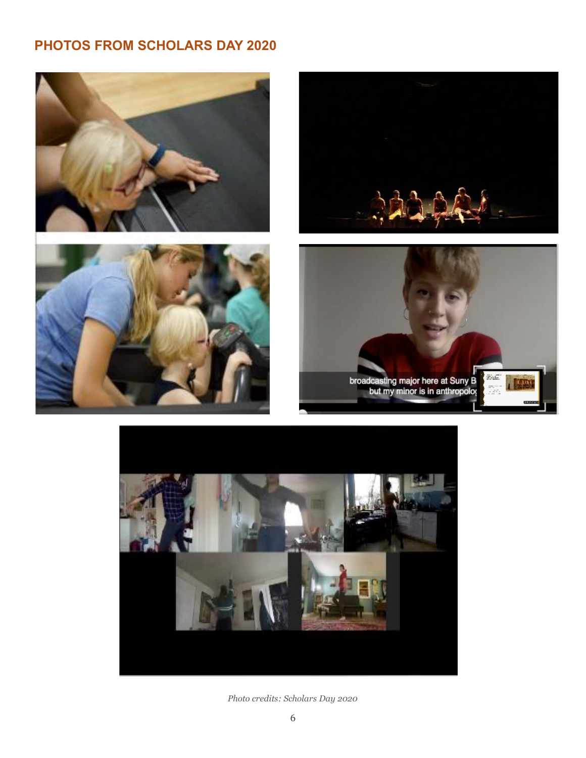## PHOTOS FROM SCHOLARS DAY 2020

*Photo credits: Scholars Day 2020*